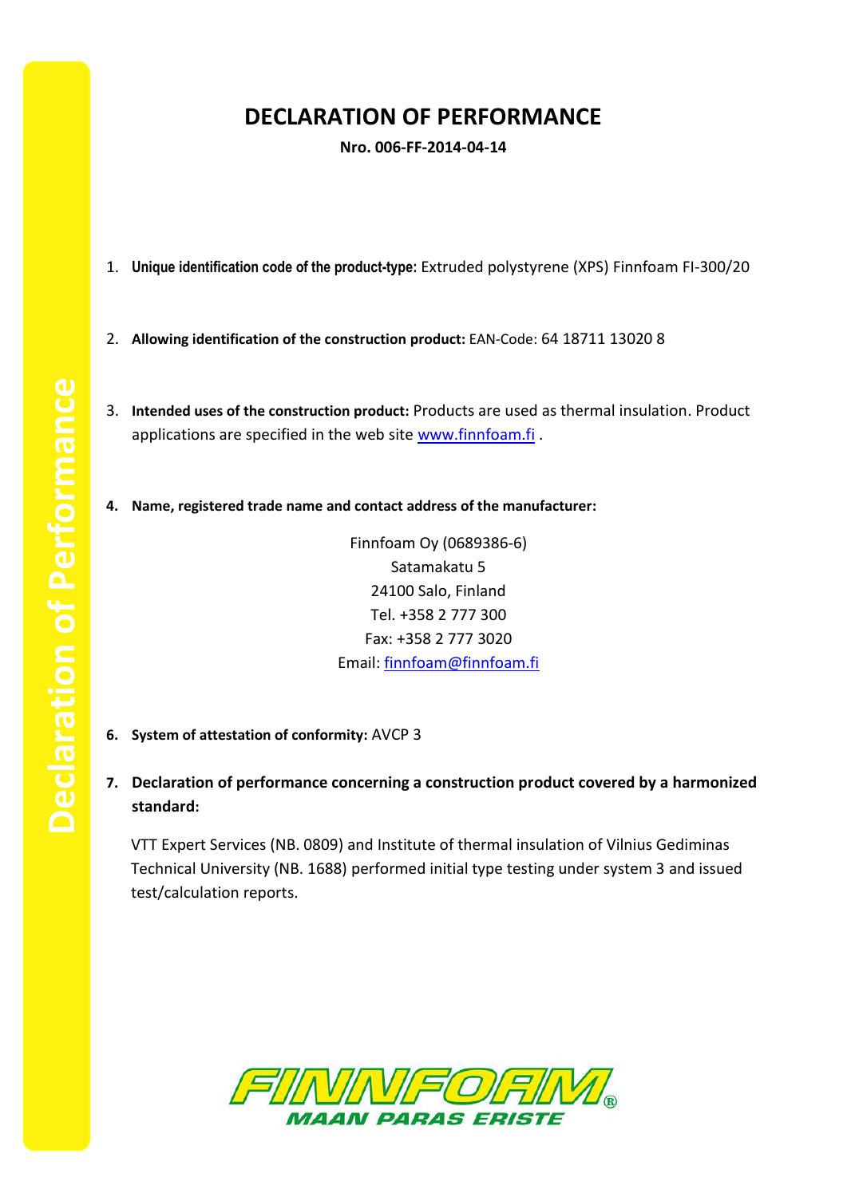# DECLARATION OF PERFORMANCE

**Nro. 006-FF-2014-04-14**

1. **Unique identification code of the product-type:** Extruded polystyrene (XPS) Finnfoam FI-300/20

2. **Allowing identification of the construction product:** EAN-Code: 64 18711 13020 8

3. **Intended uses of the construction product:** Products are used as thermal insulation. Product applications are specified in the web site www.finnfoam.fi .

4. **Name, registered trade name and contact address of the manufacturer:**

   Finnfoam Oy (0689386-6)
   Satamakatu 5
   24100 Salo, Finland
   Tel. +358 2 777 300
   Fax: +358 2 777 3020
   Email: finnfoam@finnfoam.fi

6. **System of attestation of conformity:** AVCP 3

7. **Declaration of performance concerning a construction product covered by a harmonized standard:**

   VTT Expert Services (NB. 0809) and Institute of thermal insulation of Vilnius Gediminas Technical University (NB. 1688) performed initial type testing under system 3 and issued test/calculation reports.

FINNFOAM®
MAAN PARAS ERISTE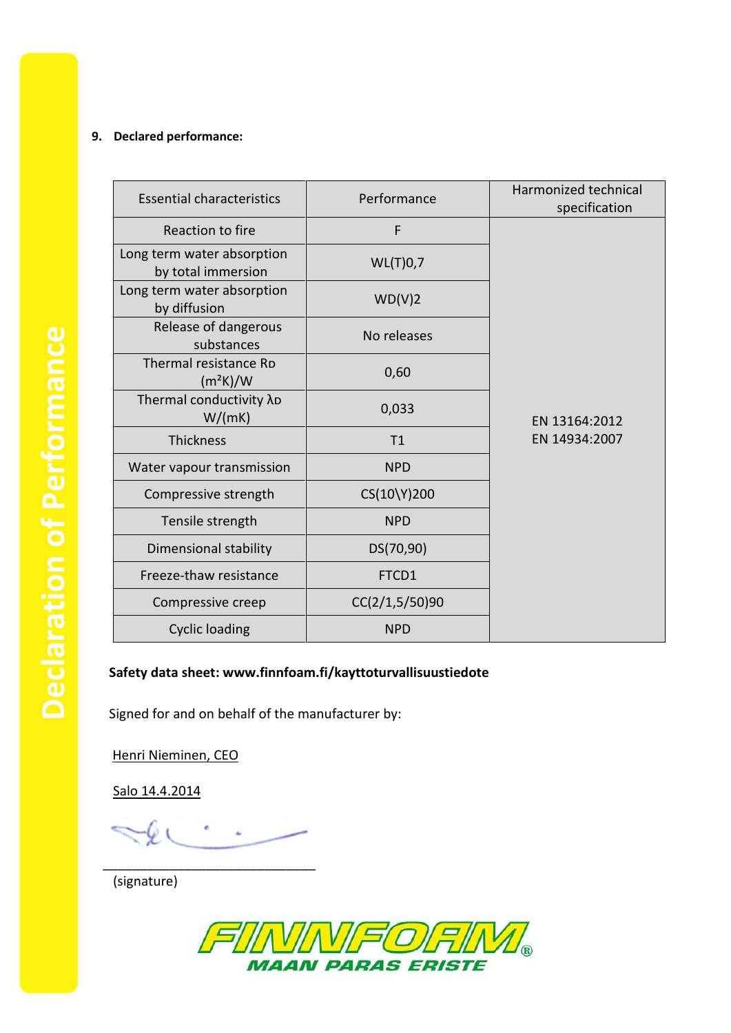**9. Declared performance:**

| Essential characteristics | Performance | Harmonized technical specification |
|---|---|---|
| Reaction to fire | F | EN 13164:2012<br>EN 14934:2007 |
| Long term water absorption by total immersion | WL(T)0,7 | |
| Long term water absorption by diffusion | WD(V)2 | |
| Release of dangerous substances | No releases | |
| Thermal resistance $R_D$ $(m^2K)/W$ | 0,60 | |
| Thermal conductivity $\lambda_D$ $W/(mK)$ | 0,033 | |
| Thickness | T1 | |
| Water vapour transmission | NPD | |
| Compressive strength | CS(10\Y)200 | |
| Tensile strength | NPD | |
| Dimensional stability | DS(70,90) | |
| Freeze-thaw resistance | FTCD1 | |
| Compressive creep | CC(2/1,5/50)90 | |
| Cyclic loading | NPD | |

**Safety data sheet: www.finnfoam.fi/kayttoturvallisuustiedote**

Signed for and on behalf of the manufacturer by:

Henri Nieminen, CEO

Salo 14.4.2014

\_\_\_\_\_\_\_\_\_\_\_\_\_\_\_\_\_\_\_\_\_\_\_\_\_\_\_\_\_\_\_\_

(signature)

FINNFOAM®
MAAN PARAS ERISTE

Declaration of Performance